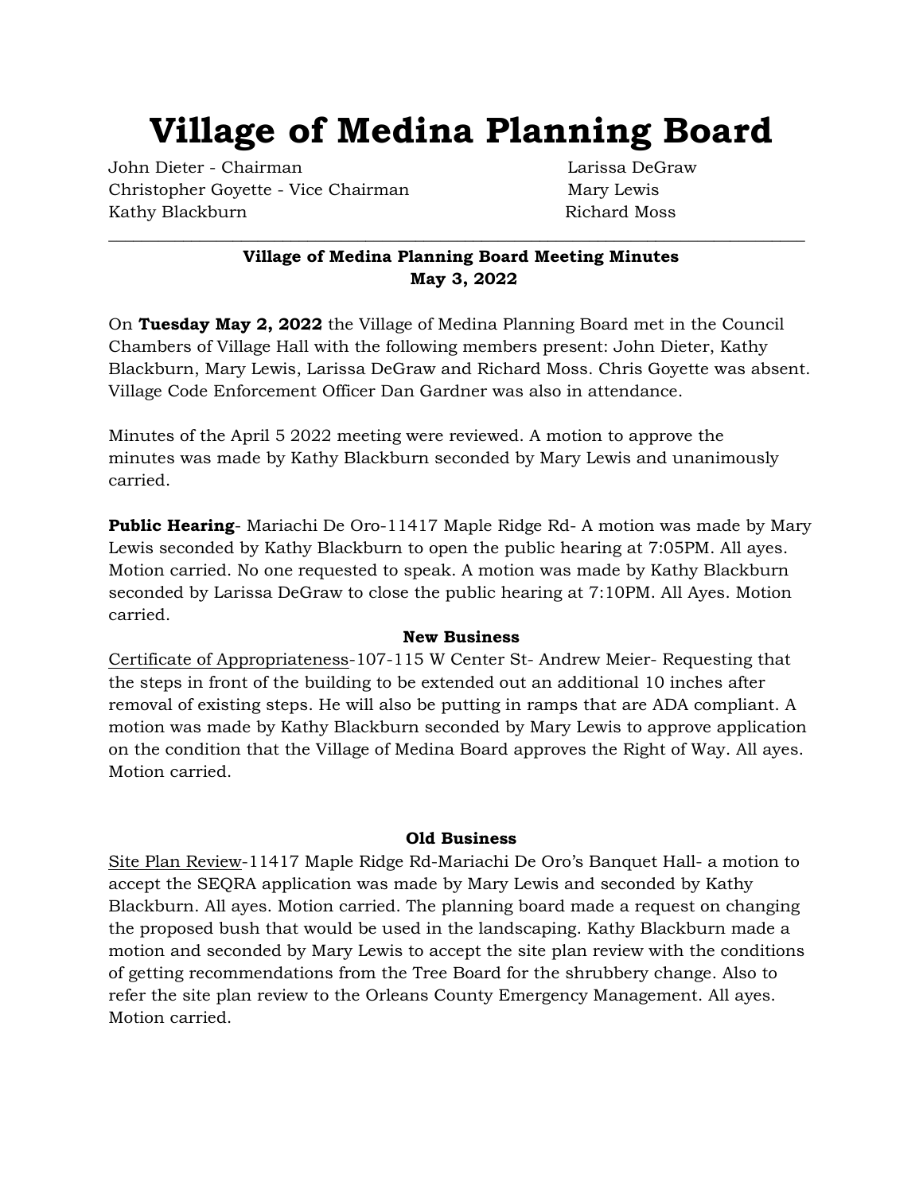# Village of Medina Planning Board

John Dieter - Chairman
Christopher Goyette - Vice Chairman
Kathy Blackburn
Larissa DeGraw
Mary Lewis
Richard Moss

---

**Village of Medina Planning Board Meeting Minutes**
**May 3, 2022**

On **Tuesday May 2, 2022** the Village of Medina Planning Board met in the Council Chambers of Village Hall with the following members present: John Dieter, Kathy Blackburn, Mary Lewis, Larissa DeGraw and Richard Moss. Chris Goyette was absent. Village Code Enforcement Officer Dan Gardner was also in attendance.

Minutes of the April 5 2022 meeting were reviewed. A motion to approve the minutes was made by Kathy Blackburn seconded by Mary Lewis and unanimously carried.

**Public Hearing**- Mariachi De Oro-11417 Maple Ridge Rd- A motion was made by Mary Lewis seconded by Kathy Blackburn to open the public hearing at 7:05PM. All ayes. Motion carried. No one requested to speak. A motion was made by Kathy Blackburn seconded by Larissa DeGraw to close the public hearing at 7:10PM. All Ayes. Motion carried.

**New Business**

Certificate of Appropriateness-107-115 W Center St- Andrew Meier- Requesting that the steps in front of the building to be extended out an additional 10 inches after removal of existing steps. He will also be putting in ramps that are ADA compliant. A motion was made by Kathy Blackburn seconded by Mary Lewis to approve application on the condition that the Village of Medina Board approves the Right of Way. All ayes. Motion carried.

**Old Business**

Site Plan Review-11417 Maple Ridge Rd-Mariachi De Oro's Banquet Hall- a motion to accept the SEQRA application was made by Mary Lewis and seconded by Kathy Blackburn. All ayes. Motion carried. The planning board made a request on changing the proposed bush that would be used in the landscaping. Kathy Blackburn made a motion and seconded by Mary Lewis to accept the site plan review with the conditions of getting recommendations from the Tree Board for the shrubbery change. Also to refer the site plan review to the Orleans County Emergency Management. All ayes. Motion carried.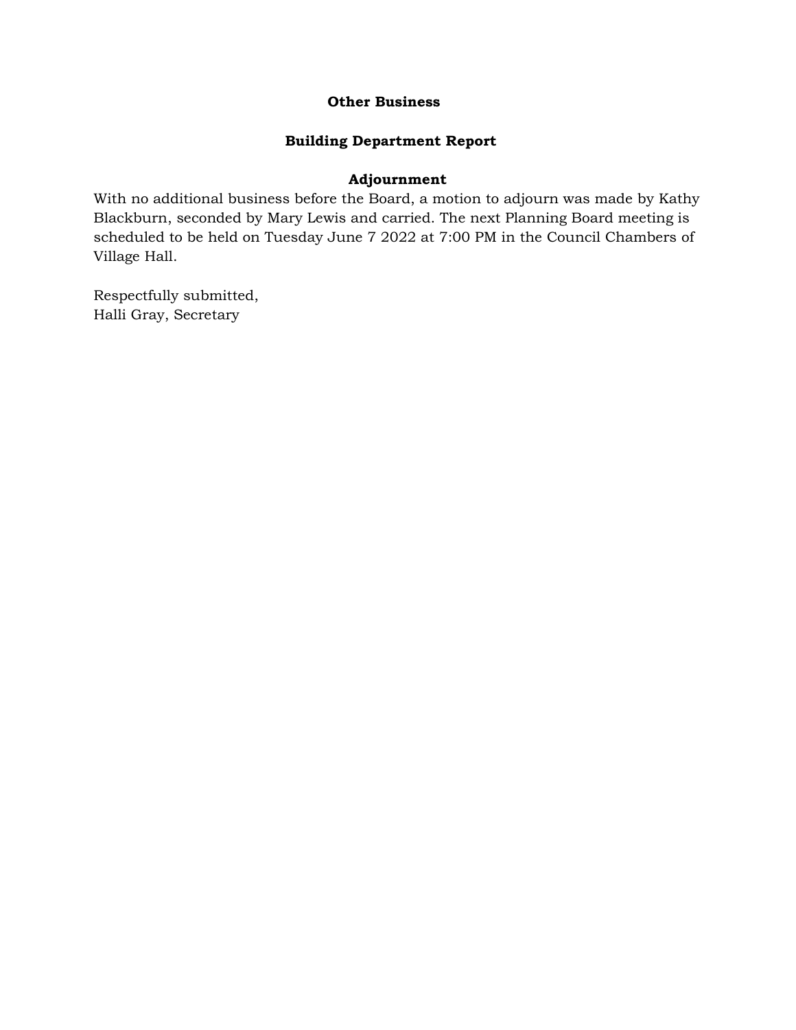**Other Business**

**Building Department Report**

**Adjournment**

With no additional business before the Board, a motion to adjourn was made by Kathy Blackburn, seconded by Mary Lewis and carried. The next Planning Board meeting is scheduled to be held on Tuesday June 7 2022 at 7:00 PM in the Council Chambers of Village Hall.

Respectfully submitted,
Halli Gray, Secretary